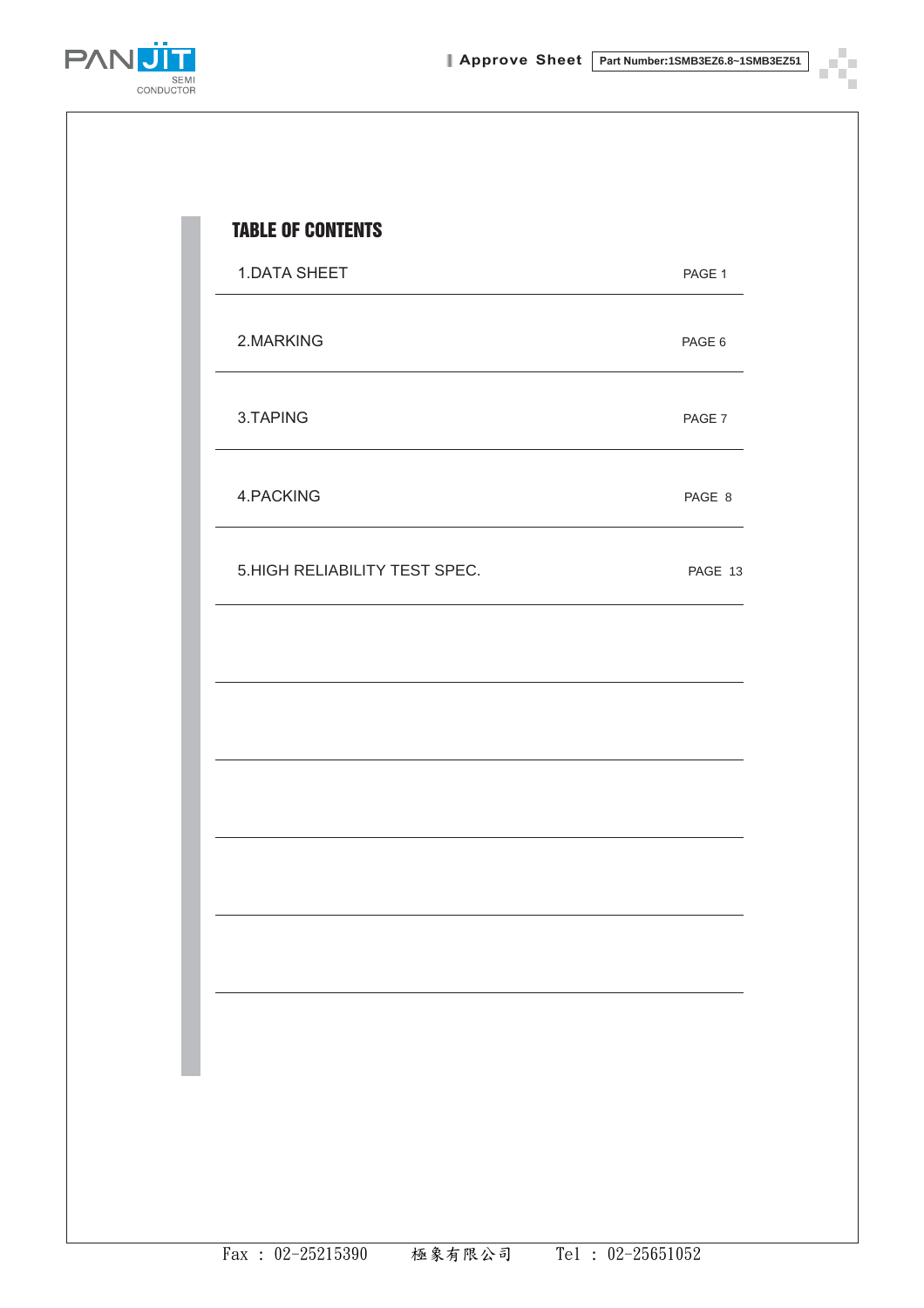# TABLE OF CONTENTS

| | |
|---|---|
| 1.DATA SHEET | PAGE 1 |
| 2.MARKING | PAGE 6 |
| 3.TAPING | PAGE 7 |
| 4.PACKING | PAGE 8 |
| 5.HIGH RELIABILITY TEST SPEC. | PAGE 13 |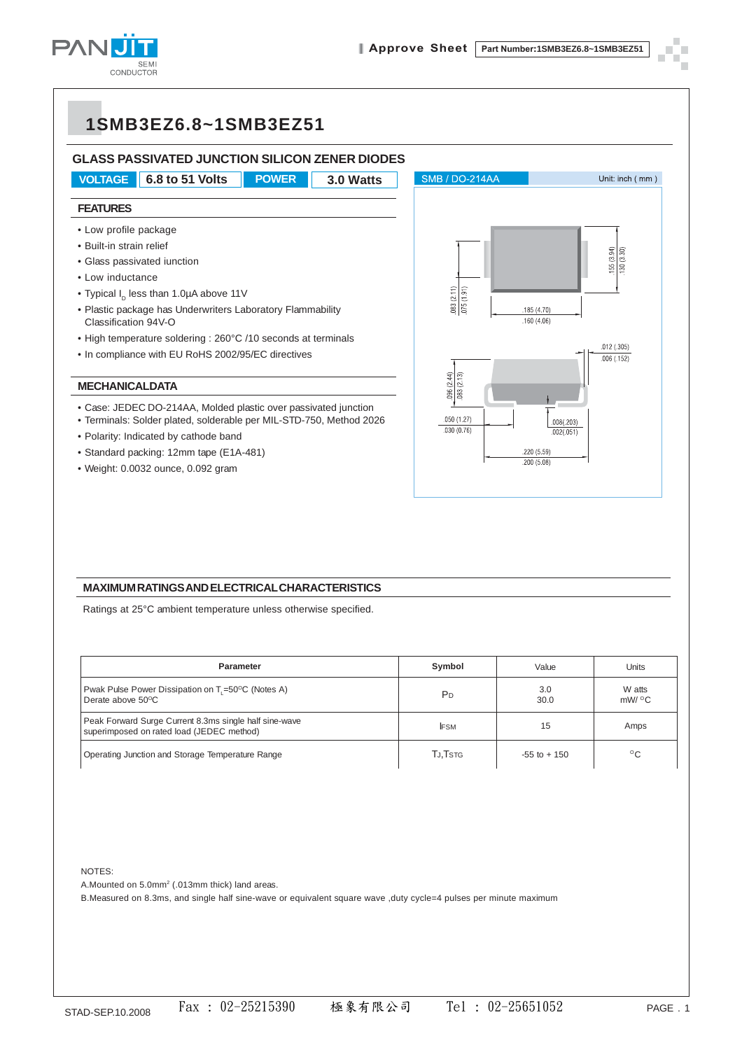# 1SMB3EZ6.8~1SMB3EZ51

## GLASS PASSIVATED JUNCTION SILICON ZENER DIODES

| VOLTAGE | 6.8 to 51 Volts | POWER | 3.0 Watts |
|---|---|---|---|

SMB / DO-214AA — Unit: inch ( mm )

### FEATURES

- Low profile package
- Built-in strain relief
- Glass passivated iunction
- Low inductance
- Typical $I_D$ less than 1.0µA above 11V
- Plastic package has Underwriters Laboratory Flammability Classification 94V-O
- High temperature soldering : 260°C /10 seconds at terminals
- In compliance with EU RoHS 2002/95/EC directives

### MECHANICALDATA

- Case: JEDEC DO-214AA, Molded plastic over passivated junction
- Terminals: Solder plated, solderable per MIL-STD-750, Method 2026
- Polarity: Indicated by cathode band
- Standard packing: 12mm tape (E1A-481)
- Weight: 0.0032 ounce, 0.092 gram

### MAXIMUM RATINGS AND ELECTRICAL CHARACTERISTICS

Ratings at 25°C ambient temperature unless otherwise specified.

| Parameter | Symbol | Value | Units |
|---|---|---|---|
| Pwak Pulse Power Dissipation on $T_L$=50°C (Notes A)<br>Derate above 50°C | $P_D$ | 3.0<br>30.0 | W atts<br>mW/ °C |
| Peak Forward Surge Current 8.3ms single half sine-wave superimposed on rated load (JEDEC method) | $I_{FSM}$ | 15 | Amps |
| Operating Junction and Storage Temperature Range | $T_J$,$T_{STG}$ | -55 to + 150 | °C |

NOTES:

A.Mounted on 5.0mm² (.013mm thick) land areas.

B.Measured on 8.3ms, and single half sine-wave or equivalent square wave ,duty cycle=4 pulses per minute maximum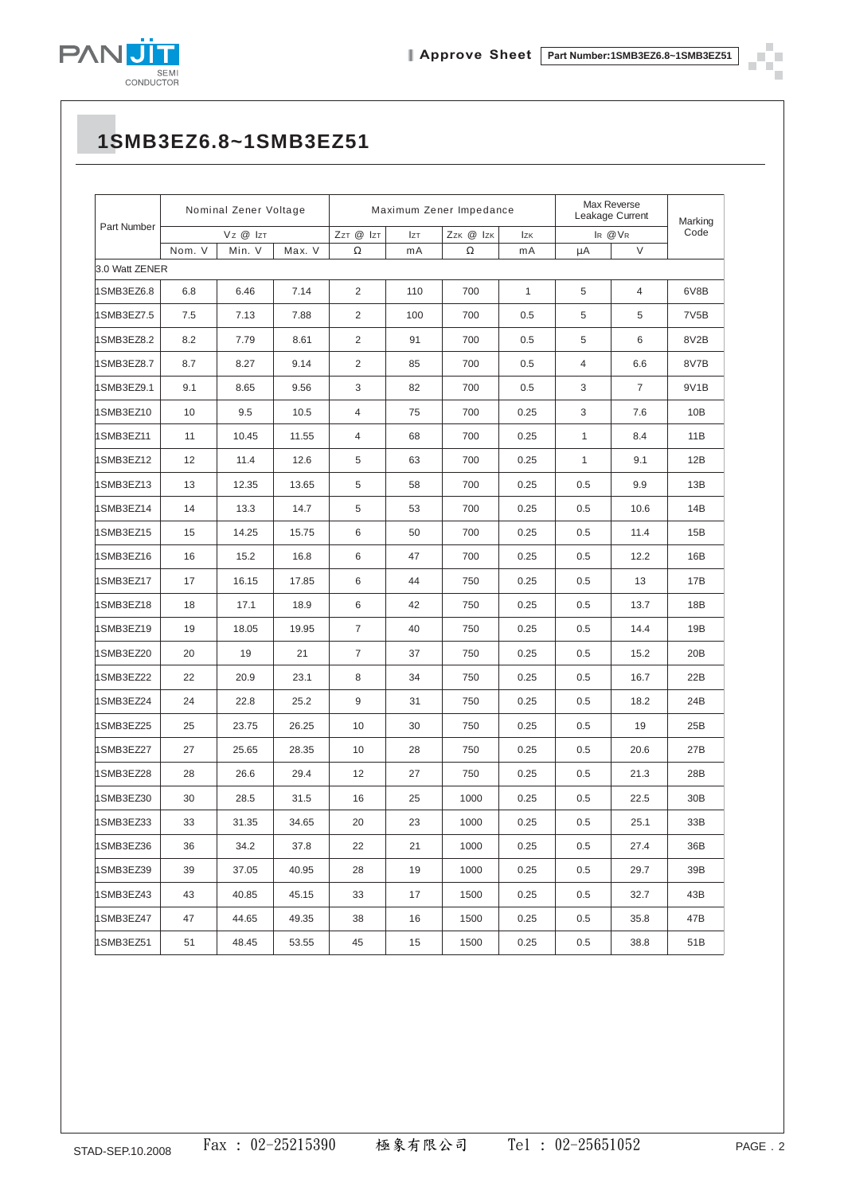# 1SMB3EZ6.8~1SMB3EZ51

| Part Number | Nominal Zener Voltage | | | Maximum Zener Impedance | | | | Max Reverse Leakage Current | | Marking Code |
|---|---|---|---|---|---|---|---|---|---|---|
| | $V_Z$ @ $I_{ZT}$ | | | $Z_{ZT}$ @ $I_{ZT}$ | $I_{ZT}$ | $Z_{ZK}$ @ $I_{ZK}$ | $I_{ZK}$ | $I_R$ @$V_R$ | | |
| | Nom. V | Min. V | Max. V | Ω | mA | Ω | mA | μA | V | |
| 3.0 Watt ZENER | | | | | | | | | | |
| 1SMB3EZ6.8 | 6.8 | 6.46 | 7.14 | 2 | 110 | 700 | 1 | 5 | 4 | 6V8B |
| 1SMB3EZ7.5 | 7.5 | 7.13 | 7.88 | 2 | 100 | 700 | 0.5 | 5 | 5 | 7V5B |
| 1SMB3EZ8.2 | 8.2 | 7.79 | 8.61 | 2 | 91 | 700 | 0.5 | 5 | 6 | 8V2B |
| 1SMB3EZ8.7 | 8.7 | 8.27 | 9.14 | 2 | 85 | 700 | 0.5 | 4 | 6.6 | 8V7B |
| 1SMB3EZ9.1 | 9.1 | 8.65 | 9.56 | 3 | 82 | 700 | 0.5 | 3 | 7 | 9V1B |
| 1SMB3EZ10 | 10 | 9.5 | 10.5 | 4 | 75 | 700 | 0.25 | 3 | 7.6 | 10B |
| 1SMB3EZ11 | 11 | 10.45 | 11.55 | 4 | 68 | 700 | 0.25 | 1 | 8.4 | 11B |
| 1SMB3EZ12 | 12 | 11.4 | 12.6 | 5 | 63 | 700 | 0.25 | 1 | 9.1 | 12B |
| 1SMB3EZ13 | 13 | 12.35 | 13.65 | 5 | 58 | 700 | 0.25 | 0.5 | 9.9 | 13B |
| 1SMB3EZ14 | 14 | 13.3 | 14.7 | 5 | 53 | 700 | 0.25 | 0.5 | 10.6 | 14B |
| 1SMB3EZ15 | 15 | 14.25 | 15.75 | 6 | 50 | 700 | 0.25 | 0.5 | 11.4 | 15B |
| 1SMB3EZ16 | 16 | 15.2 | 16.8 | 6 | 47 | 700 | 0.25 | 0.5 | 12.2 | 16B |
| 1SMB3EZ17 | 17 | 16.15 | 17.85 | 6 | 44 | 750 | 0.25 | 0.5 | 13 | 17B |
| 1SMB3EZ18 | 18 | 17.1 | 18.9 | 6 | 42 | 750 | 0.25 | 0.5 | 13.7 | 18B |
| 1SMB3EZ19 | 19 | 18.05 | 19.95 | 7 | 40 | 750 | 0.25 | 0.5 | 14.4 | 19B |
| 1SMB3EZ20 | 20 | 19 | 21 | 7 | 37 | 750 | 0.25 | 0.5 | 15.2 | 20B |
| 1SMB3EZ22 | 22 | 20.9 | 23.1 | 8 | 34 | 750 | 0.25 | 0.5 | 16.7 | 22B |
| 1SMB3EZ24 | 24 | 22.8 | 25.2 | 9 | 31 | 750 | 0.25 | 0.5 | 18.2 | 24B |
| 1SMB3EZ25 | 25 | 23.75 | 26.25 | 10 | 30 | 750 | 0.25 | 0.5 | 19 | 25B |
| 1SMB3EZ27 | 27 | 25.65 | 28.35 | 10 | 28 | 750 | 0.25 | 0.5 | 20.6 | 27B |
| 1SMB3EZ28 | 28 | 26.6 | 29.4 | 12 | 27 | 750 | 0.25 | 0.5 | 21.3 | 28B |
| 1SMB3EZ30 | 30 | 28.5 | 31.5 | 16 | 25 | 1000 | 0.25 | 0.5 | 22.5 | 30B |
| 1SMB3EZ33 | 33 | 31.35 | 34.65 | 20 | 23 | 1000 | 0.25 | 0.5 | 25.1 | 33B |
| 1SMB3EZ36 | 36 | 34.2 | 37.8 | 22 | 21 | 1000 | 0.25 | 0.5 | 27.4 | 36B |
| 1SMB3EZ39 | 39 | 37.05 | 40.95 | 28 | 19 | 1000 | 0.25 | 0.5 | 29.7 | 39B |
| 1SMB3EZ43 | 43 | 40.85 | 45.15 | 33 | 17 | 1500 | 0.25 | 0.5 | 32.7 | 43B |
| 1SMB3EZ47 | 47 | 44.65 | 49.35 | 38 | 16 | 1500 | 0.25 | 0.5 | 35.8 | 47B |
| 1SMB3EZ51 | 51 | 48.45 | 53.55 | 45 | 15 | 1500 | 0.25 | 0.5 | 38.8 | 51B |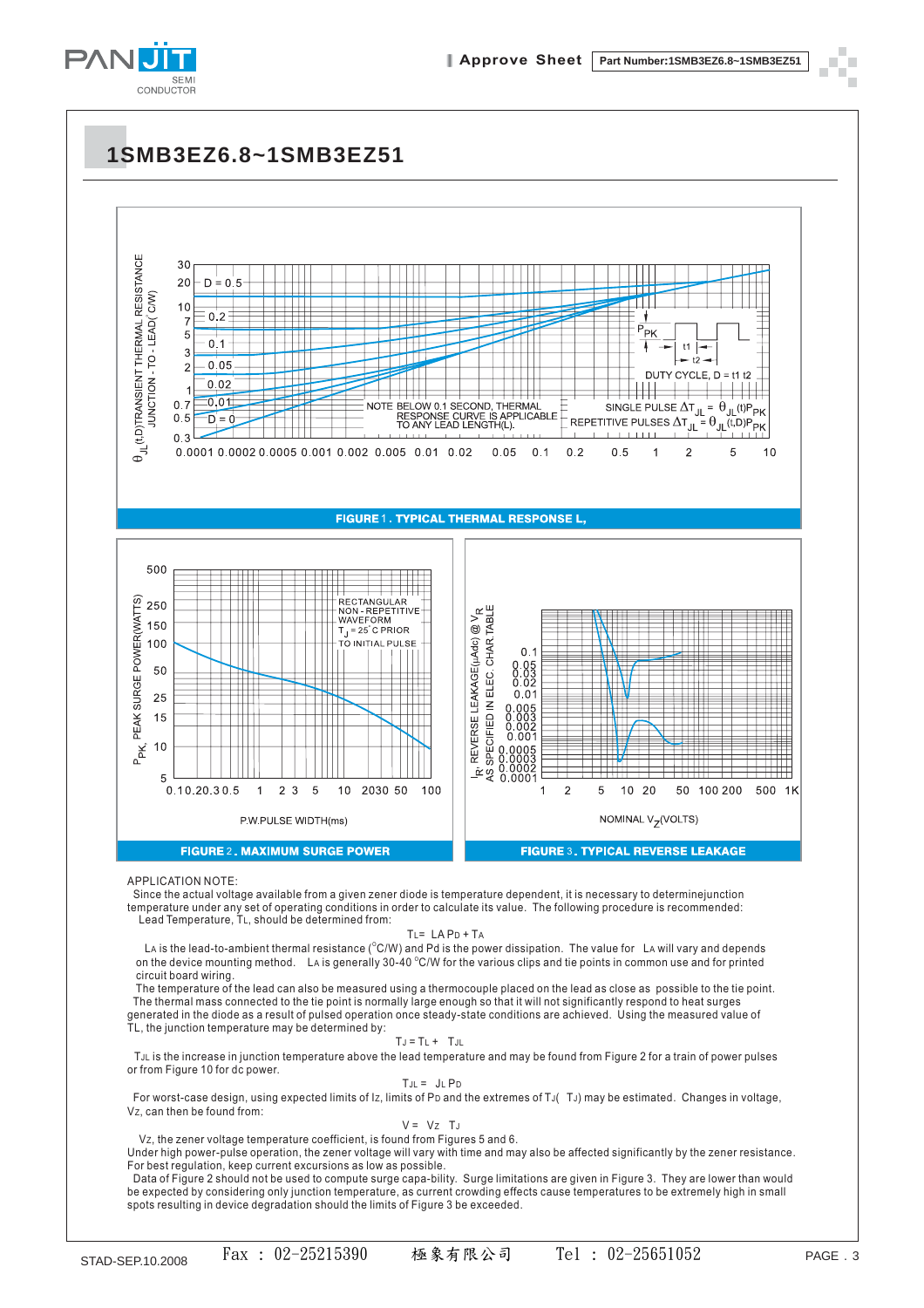# 1SMB3EZ6.8~1SMB3EZ51

**FIGURE 1 . TYPICAL THERMAL RESPONSE L,**

**FIGURE 2 . MAXIMUM SURGE POWER**

**FIGURE 3 . TYPICAL REVERSE LEAKAGE**

APPLICATION NOTE:

Since the actual voltage available from a given zener diode is temperature dependent, it is necessary to determinejunction temperature under any set of operating conditions in order to calculate its value. The following procedure is recommended: Lead Temperature, TL, should be determined from:

$$T_L = \theta_{LA} P_D + T_A$$

$\theta_{LA}$ is the lead-to-ambient thermal resistance (°C/W) and Pd is the power dissipation. The value for $\theta_{LA}$ will vary and depends on the device mounting method. $\theta_{LA}$ is generally 30-40 °C/W for the various clips and tie points in common use and for printed circuit board wiring.

The temperature of the lead can also be measured using a thermocouple placed on the lead as close as possible to the tie point. The thermal mass connected to the tie point is normally large enough so that it will not significantly respond to heat surges generated in the diode as a result of pulsed operation once steady-state conditions are achieved. Using the measured value of TL, the junction temperature may be determined by:

$$T_J = T_L + \Delta T_{JL}$$

$\Delta T_{JL}$ is the increase in junction temperature above the lead temperature and may be found from Figure 2 for a train of power pulses or from Figure 10 for dc power.

$$\Delta T_{JL} = \theta_{JL} P_D$$

For worst-case design, using expected limits of Iz, limits of $P_D$ and the extremes of $T_J(\Delta T_J)$ may be estimated. Changes in voltage, Vz, can then be found from:

$$\Delta V = \theta_{VZ} \Delta T_J$$

$\theta_{VZ}$, the zener voltage temperature coefficient, is found from Figures 5 and 6.

Under high power-pulse operation, the zener voltage will vary with time and may also be affected significantly by the zener resistance. For best regulation, keep current excursions as low as possible.

Data of Figure 2 should not be used to compute surge capa-bility. Surge limitations are given in Figure 3. They are lower than would be expected by considering only junction temperature, as current crowding effects cause temperatures to be extremely high in small spots resulting in device degradation should the limits of Figure 3 be exceeded.

STAD-SEP.10.2008 Fax : 02-25215390 極象有限公司 Tel : 02-25651052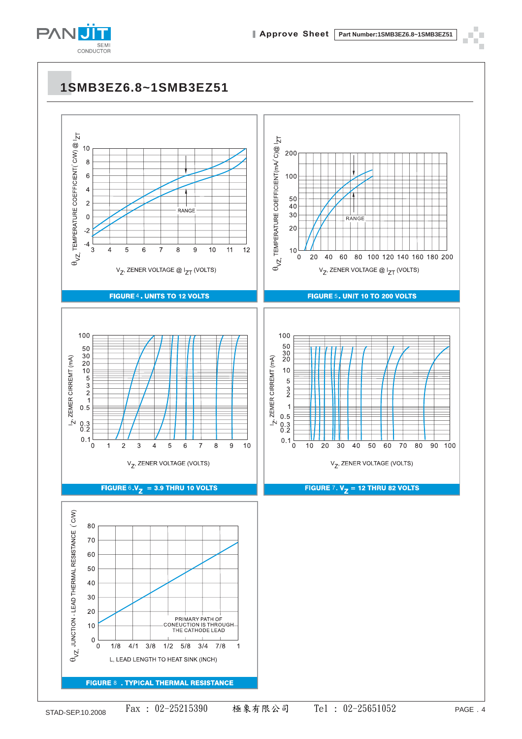# 1SMB3EZ6.8~1SMB3EZ51

$\theta_{VZ}$, TEMPERATURE COEFFICIENT(°C/W) @ $I_{ZT}$

10, 8, 6, 4, 2, 0, -2, -4

3 4 5 6 7 8 9 10 11 12

RANGE

$V_Z$, ZENER VOLTAGE @ $I_{ZT}$ (VOLTS)

**FIGURE 4. UNITS TO 12 VOLTS**

$\theta_{VZ}$, TEMPERATURE COEFFICIENT(mA/°C)@ $I_{ZT}$

200, 100, 50, 40, 30, 20, 10

0 20 40 60 80 100 120 140 160 180 200

RANGE

$V_Z$, ZENER VOLTAGE @ $I_{ZT}$ (VOLTS)

**FIGURE 5. UNIT 10 TO 200 VOLTS**

$I_Z$, ZENER CIRREMT (mA)

100, 50, 30, 20, 10, 5, 3, 2, 1, 0.5, 0.3, 0.2, 0.1

0 1 2 3 4 5 6 7 8 9 10

$V_Z$, ZENER VOLTAGE (VOLTS)

**FIGURE 6. $V_Z$ = 3.9 THRU 10 VOLTS**

$I_Z$, ZENER CIRREMT (mA)

100, 50, 30, 20, 10, 5, 3, 2, 1, 0.5, 0.3, 0.2, 0.1

0 10 20 30 40 50 60 70 80 90 100

$V_Z$, ZENER VOLTAGE (VOLTS)

**FIGURE 7. $V_Z$ = 12 THRU 82 VOLTS**

$\theta_{VZ}$, JUNCTION - LEAD THERMAL RESISTANCE (°C/W)

80, 70, 60, 50, 40, 30, 20, 10, 0

0 1/8 4/1 3/8 1/2 5/8 3/4 7/8 1

PRIMARY PATH OF CONEUCTION IS THROUGH THE CATHODE LEAD

L, LEAD LENGTH TO HEAT SINK (INCH)

**FIGURE 8. TYPICAL THERMAL RESISTANCE**

STAD-SEP.10.2008 Fax : 02-25215390 極象有限公司 Tel : 02-25651052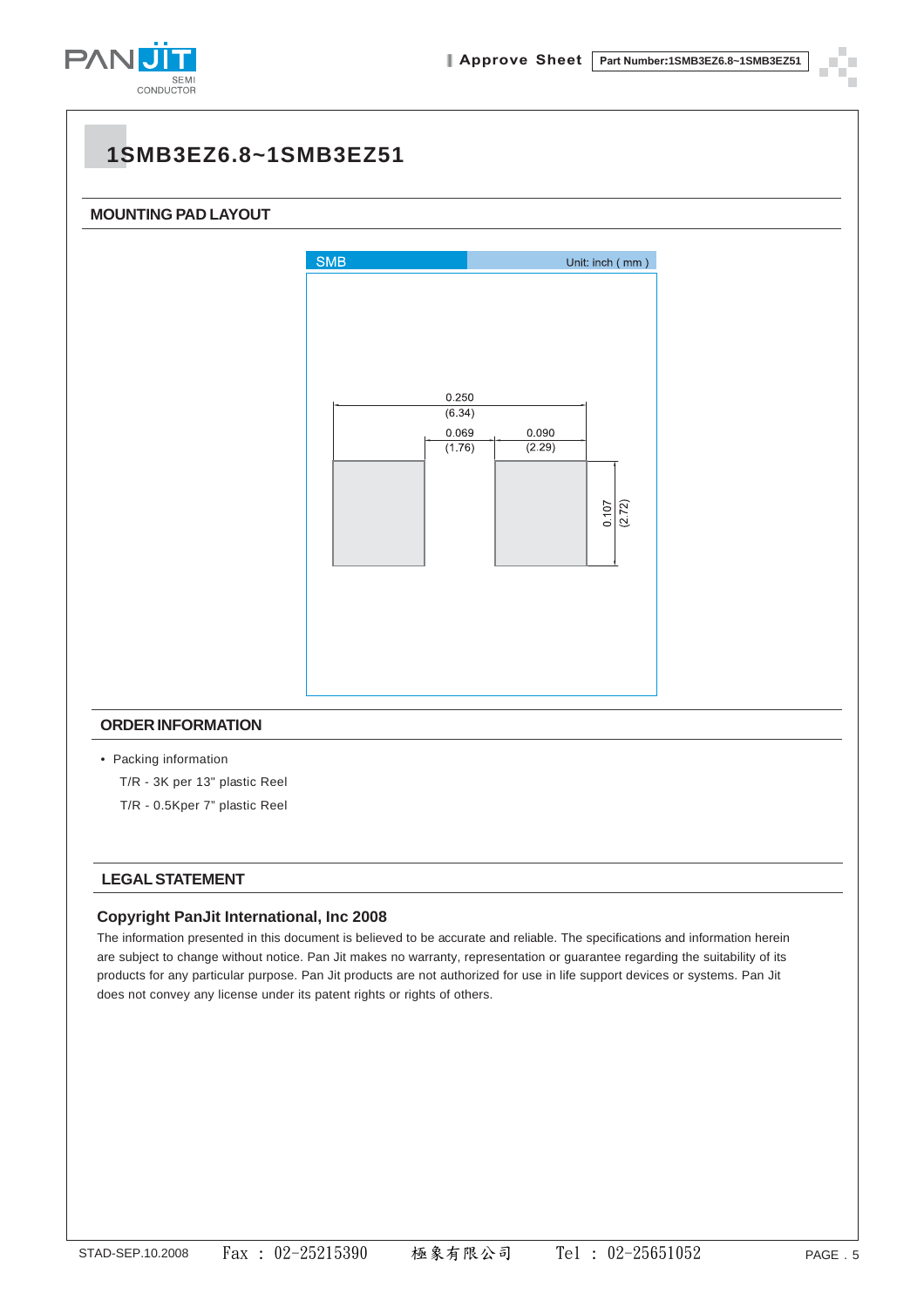# 1SMB3EZ6.8~1SMB3EZ51

## MOUNTING PAD LAYOUT

SMB Unit: inch ( mm )

0.250 (6.34)

0.069 (1.76)

0.090 (2.29)

0.107 (2.72)

## ORDER INFORMATION

- Packing information

  T/R - 3K per 13" plastic Reel

  T/R - 0.5Kper 7" plastic Reel

## LEGAL STATEMENT

### Copyright PanJit International, Inc 2008

The information presented in this document is believed to be accurate and reliable. The specifications and information herein are subject to change without notice. Pan Jit makes no warranty, representation or guarantee regarding the suitability of its products for any particular purpose. Pan Jit products are not authorized for use in life support devices or systems. Pan Jit does not convey any license under its patent rights or rights of others.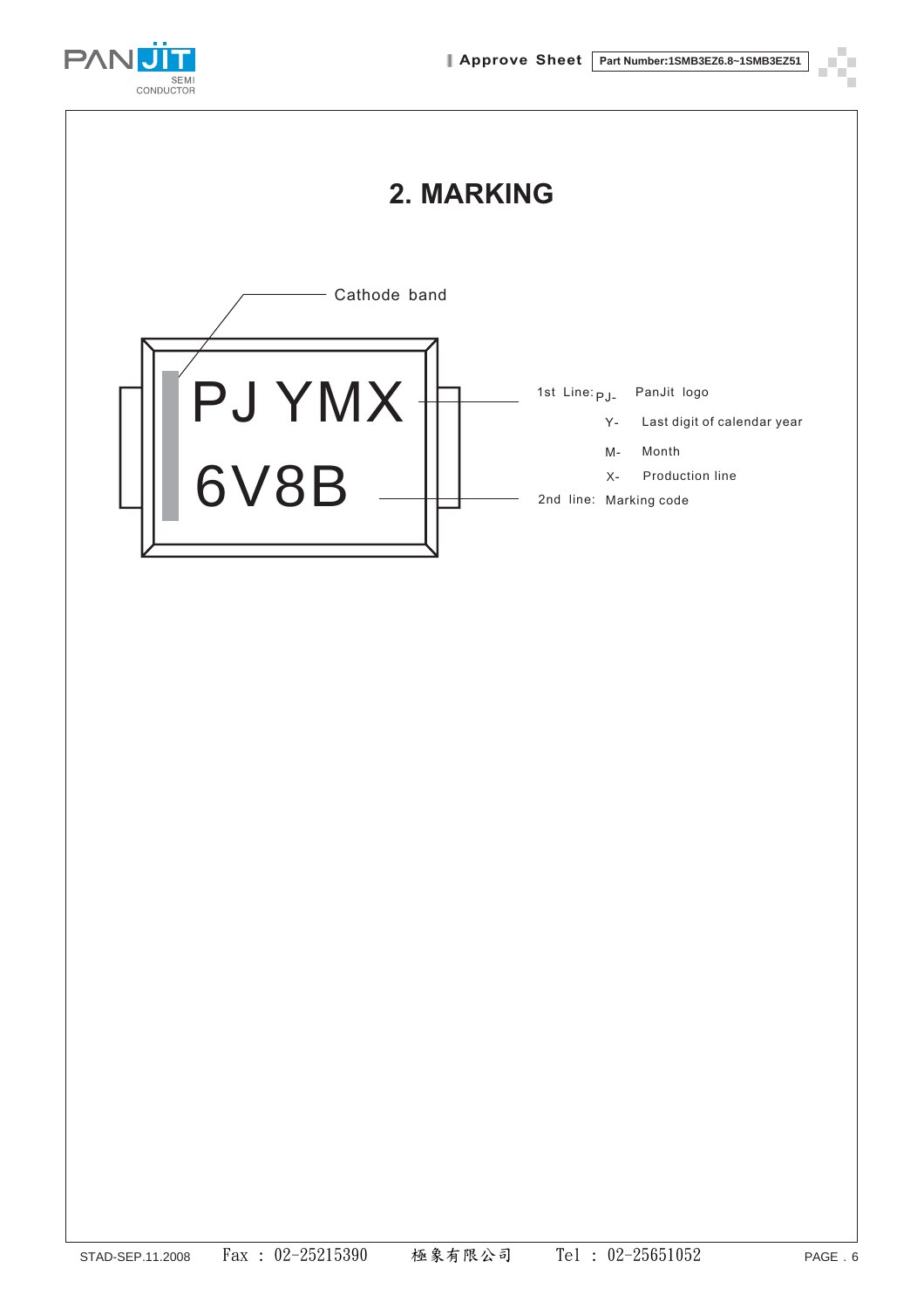## 2. MARKING

Cathode band

PJ YMX

6V8B

1st Line: PJ- PanJit logo

Y- Last digit of calendar year

M- Month

X- Production line

2nd line: Marking code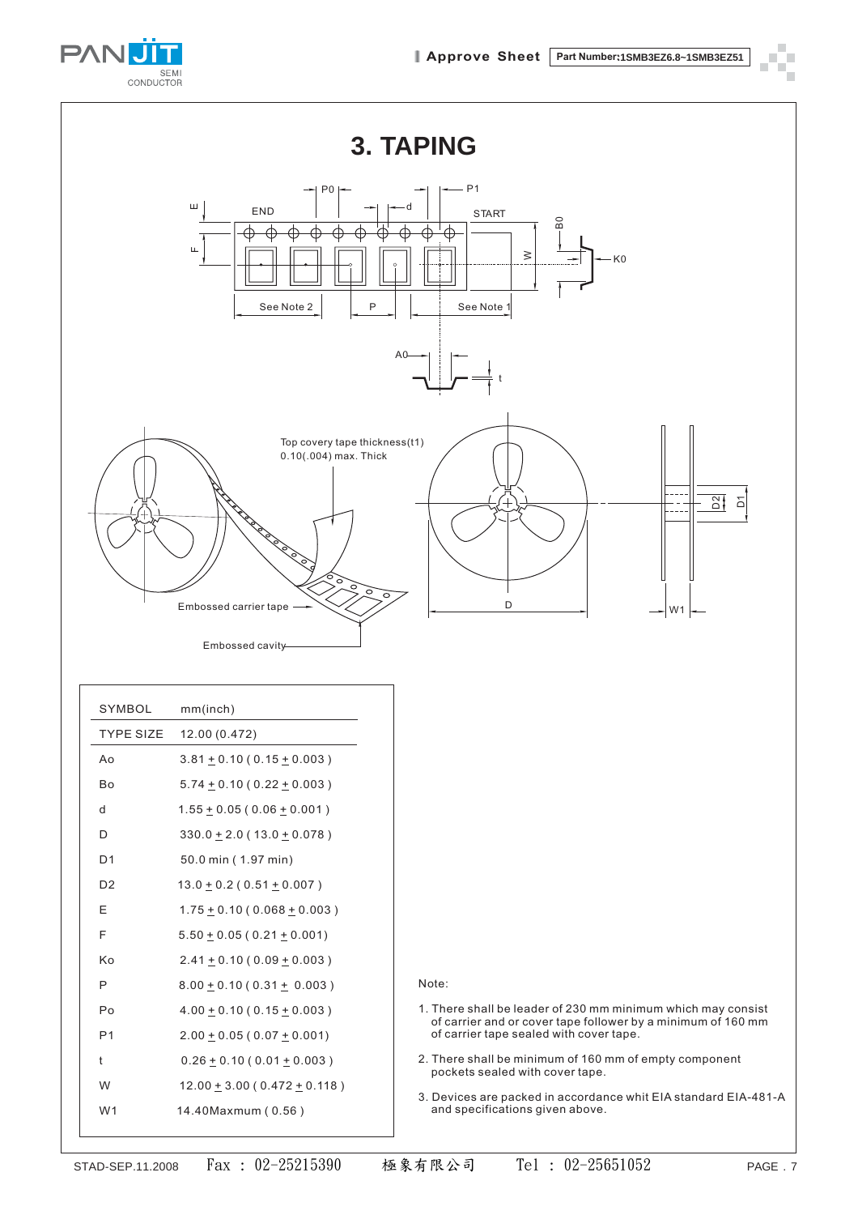# 3. TAPING

END START

P0 P1 d E F W B0 K0

See Note 2 P See Note 1

A0 t

Top covery tape thickness(t1)
0.10(.004) max. Thick

Embossed carrier tape

Embossed cavity

D D2 D1 W1

| SYMBOL | mm(inch) |
|---|---|
| TYPE SIZE | 12.00 (0.472) |
| Ao | 3.81 ± 0.10 ( 0.15 ± 0.003 ) |
| Bo | 5.74 ± 0.10 ( 0.22 ± 0.003 ) |
| d | 1.55 ± 0.05 ( 0.06 ± 0.001 ) |
| D | 330.0 ± 2.0 ( 13.0 ± 0.078 ) |
| D1 | 50.0 min ( 1.97 min) |
| D2 | 13.0 ± 0.2 ( 0.51 ± 0.007 ) |
| E | 1.75 ± 0.10 ( 0.068 ± 0.003 ) |
| F | 5.50 ± 0.05 ( 0.21 ± 0.001) |
| Ko | 2.41 ± 0.10 ( 0.09 ± 0.003 ) |
| P | 8.00 ± 0.10 ( 0.31 ± 0.003 ) |
| Po | 4.00 ± 0.10 ( 0.15 ± 0.003 ) |
| P1 | 2.00 ± 0.05 ( 0.07 ± 0.001) |
| t | 0.26 ± 0.10 ( 0.01 ± 0.003 ) |
| W | 12.00 ± 3.00 ( 0.472 ± 0.118 ) |
| W1 | 14.40Maxmum ( 0.56 ) |

Note:

1. There shall be leader of 230 mm minimum which may consist of carrier and or cover tape follower by a minimum of 160 mm of carrier tape sealed with cover tape.
2. There shall be minimum of 160 mm of empty component pockets sealed with cover tape.
3. Devices are packed in accordance whit EIA standard EIA-481-A and specifications given above.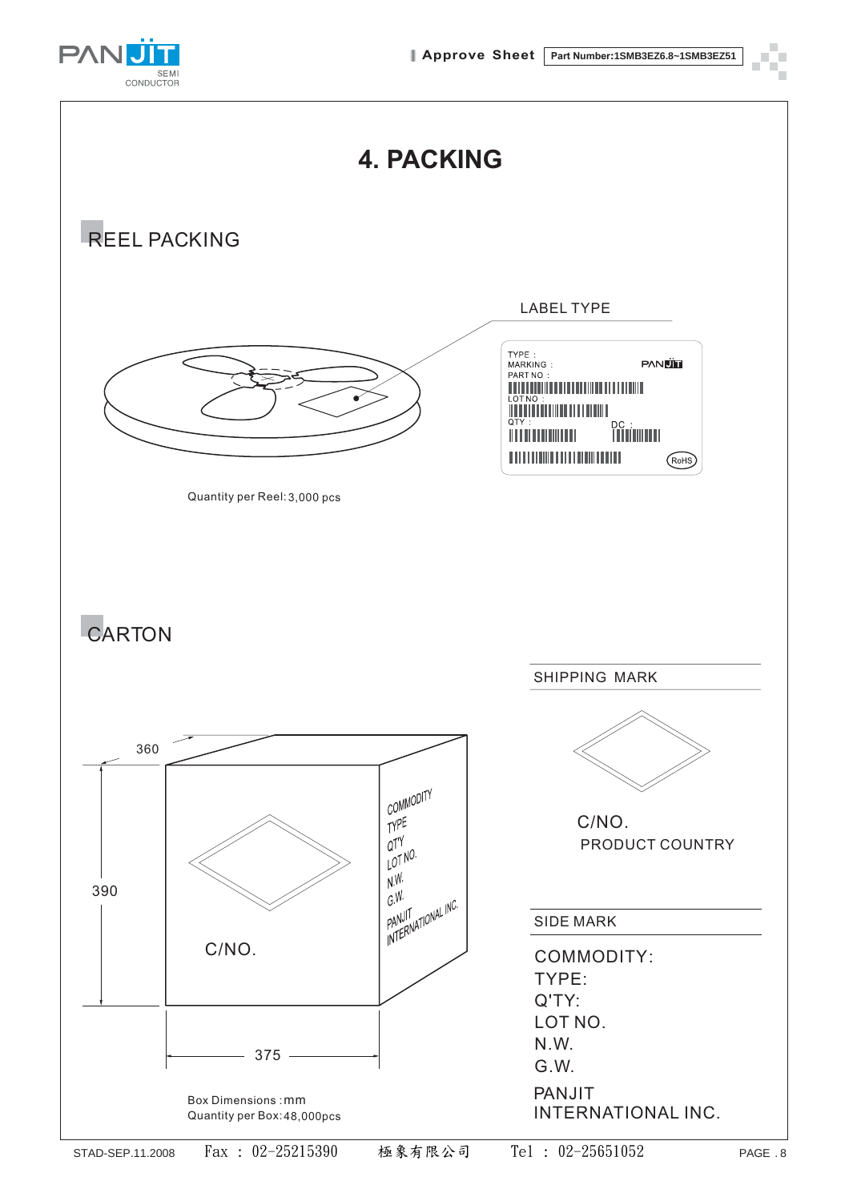# 4. PACKING

## REEL PACKING

LABEL TYPE

TYPE :
MARKING :
PART NO :
LOT NO :
QTY :
DC :
RoHS

Quantity per Reel: 3,000 pcs

## CARTON

360

390

375

C/NO.

COMMODITY
TYPE
QTY
LOT NO.
N.W.
G.W.
PANJIT
INTERNATIONAL INC.

Box Dimensions : mm
Quantity per Box: 48,000pcs

SHIPPING MARK

C/NO.
PRODUCT COUNTRY

SIDE MARK

COMMODITY:
TYPE:
Q'TY:
LOT NO.
N.W.
G.W.

PANJIT
INTERNATIONAL INC.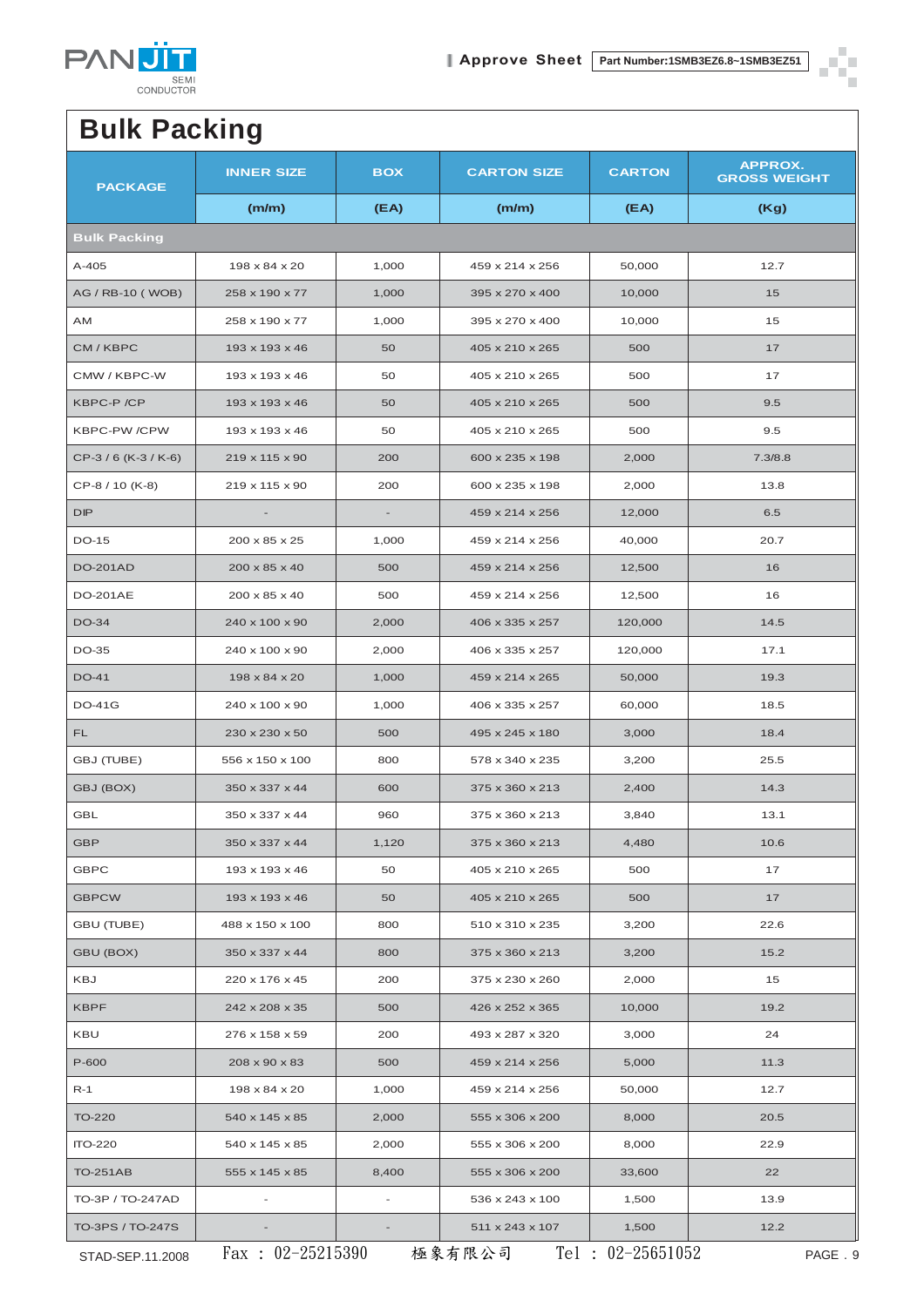# Bulk Packing

| PACKAGE | INNER SIZE | BOX | CARTON SIZE | CARTON | APPROX. GROSS WEIGHT |
|---|---|---|---|---|---|
| | (m/m) | (EA) | (m/m) | (EA) | (Kg) |
| **Bulk Packing** | | | | | |
| A-405 | 198 x 84 x 20 | 1,000 | 459 x 214 x 256 | 50,000 | 12.7 |
| AG / RB-10 ( WOB) | 258 x 190 x 77 | 1,000 | 395 x 270 x 400 | 10,000 | 15 |
| AM | 258 x 190 x 77 | 1,000 | 395 x 270 x 400 | 10,000 | 15 |
| CM / KBPC | 193 x 193 x 46 | 50 | 405 x 210 x 265 | 500 | 17 |
| CMW / KBPC-W | 193 x 193 x 46 | 50 | 405 x 210 x 265 | 500 | 17 |
| KBPC-P /CP | 193 x 193 x 46 | 50 | 405 x 210 x 265 | 500 | 9.5 |
| KBPC-PW /CPW | 193 x 193 x 46 | 50 | 405 x 210 x 265 | 500 | 9.5 |
| CP-3 / 6 (K-3 / K-6) | 219 x 115 x 90 | 200 | 600 x 235 x 198 | 2,000 | 7.3/8.8 |
| CP-8 / 10 (K-8) | 219 x 115 x 90 | 200 | 600 x 235 x 198 | 2,000 | 13.8 |
| DIP | - | - | 459 x 214 x 256 | 12,000 | 6.5 |
| DO-15 | 200 x 85 x 25 | 1,000 | 459 x 214 x 256 | 40,000 | 20.7 |
| DO-201AD | 200 x 85 x 40 | 500 | 459 x 214 x 256 | 12,500 | 16 |
| DO-201AE | 200 x 85 x 40 | 500 | 459 x 214 x 256 | 12,500 | 16 |
| DO-34 | 240 x 100 x 90 | 2,000 | 406 x 335 x 257 | 120,000 | 14.5 |
| DO-35 | 240 x 100 x 90 | 2,000 | 406 x 335 x 257 | 120,000 | 17.1 |
| DO-41 | 198 x 84 x 20 | 1,000 | 459 x 214 x 265 | 50,000 | 19.3 |
| DO-41G | 240 x 100 x 90 | 1,000 | 406 x 335 x 257 | 60,000 | 18.5 |
| FL | 230 x 230 x 50 | 500 | 495 x 245 x 180 | 3,000 | 18.4 |
| GBJ (TUBE) | 556 x 150 x 100 | 800 | 578 x 340 x 235 | 3,200 | 25.5 |
| GBJ (BOX) | 350 x 337 x 44 | 600 | 375 x 360 x 213 | 2,400 | 14.3 |
| GBL | 350 x 337 x 44 | 960 | 375 x 360 x 213 | 3,840 | 13.1 |
| GBP | 350 x 337 x 44 | 1,120 | 375 x 360 x 213 | 4,480 | 10.6 |
| GBPC | 193 x 193 x 46 | 50 | 405 x 210 x 265 | 500 | 17 |
| GBPCW | 193 x 193 x 46 | 50 | 405 x 210 x 265 | 500 | 17 |
| GBU (TUBE) | 488 x 150 x 100 | 800 | 510 x 310 x 235 | 3,200 | 22.6 |
| GBU (BOX) | 350 x 337 x 44 | 800 | 375 x 360 x 213 | 3,200 | 15.2 |
| KBJ | 220 x 176 x 45 | 200 | 375 x 230 x 260 | 2,000 | 15 |
| KBPF | 242 x 208 x 35 | 500 | 426 x 252 x 365 | 10,000 | 19.2 |
| KBU | 276 x 158 x 59 | 200 | 493 x 287 x 320 | 3,000 | 24 |
| P-600 | 208 x 90 x 83 | 500 | 459 x 214 x 256 | 5,000 | 11.3 |
| R-1 | 198 x 84 x 20 | 1,000 | 459 x 214 x 256 | 50,000 | 12.7 |
| TO-220 | 540 x 145 x 85 | 2,000 | 555 x 306 x 200 | 8,000 | 20.5 |
| ITO-220 | 540 x 145 x 85 | 2,000 | 555 x 306 x 200 | 8,000 | 22.9 |
| TO-251AB | 555 x 145 x 85 | 8,400 | 555 x 306 x 200 | 33,600 | 22 |
| TO-3P / TO-247AD | - | - | 536 x 243 x 100 | 1,500 | 13.9 |
| TO-3PS / TO-247S | - | - | 511 x 243 x 107 | 1,500 | 12.2 |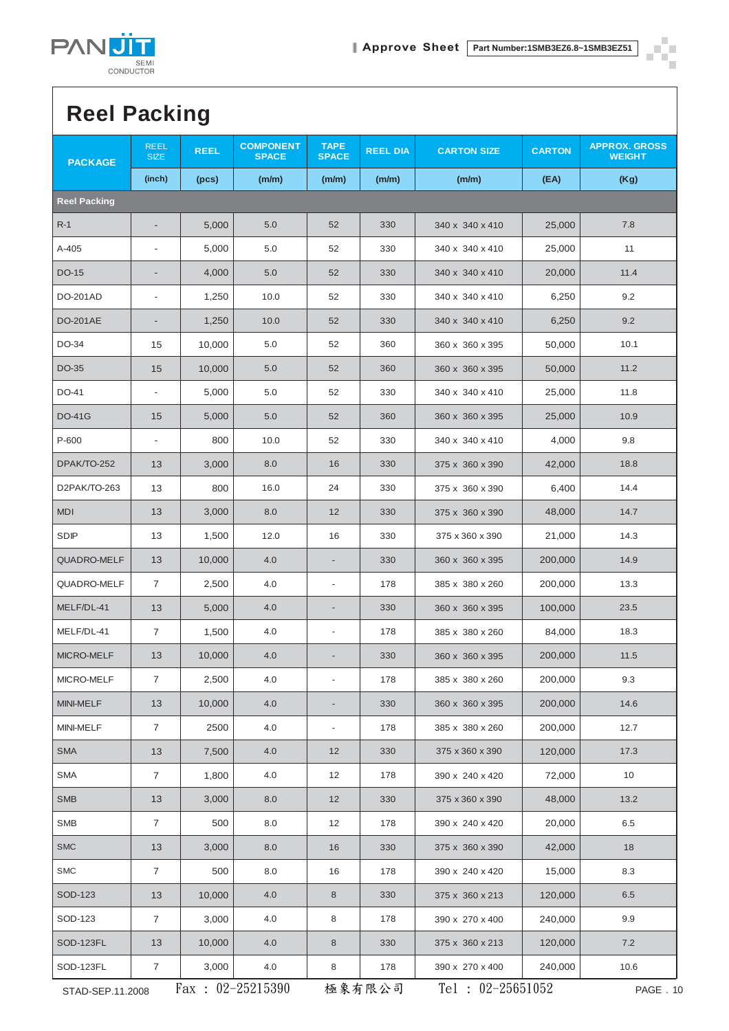# Reel Packing

| PACKAGE | REEL SIZE | REEL | COMPONENT SPACE | TAPE SPACE | REEL DIA | CARTON SIZE | CARTON | APPROX. GROSS WEIGHT |
|---|---|---|---|---|---|---|---|---|
| | (inch) | (pcs) | (m/m) | (m/m) | (m/m) | (m/m) | (EA) | (Kg) |
| **Reel Packing** | | | | | | | | |
| R-1 | - | 5,000 | 5.0 | 52 | 330 | 340 x 340 x 410 | 25,000 | 7.8 |
| A-405 | - | 5,000 | 5.0 | 52 | 330 | 340 x 340 x 410 | 25,000 | 11 |
| DO-15 | - | 4,000 | 5.0 | 52 | 330 | 340 x 340 x 410 | 20,000 | 11.4 |
| DO-201AD | - | 1,250 | 10.0 | 52 | 330 | 340 x 340 x 410 | 6,250 | 9.2 |
| DO-201AE | - | 1,250 | 10.0 | 52 | 330 | 340 x 340 x 410 | 6,250 | 9.2 |
| DO-34 | 15 | 10,000 | 5.0 | 52 | 360 | 360 x 360 x 395 | 50,000 | 10.1 |
| DO-35 | 15 | 10,000 | 5.0 | 52 | 360 | 360 x 360 x 395 | 50,000 | 11.2 |
| DO-41 | - | 5,000 | 5.0 | 52 | 330 | 340 x 340 x 410 | 25,000 | 11.8 |
| DO-41G | 15 | 5,000 | 5.0 | 52 | 360 | 360 x 360 x 395 | 25,000 | 10.9 |
| P-600 | - | 800 | 10.0 | 52 | 330 | 340 x 340 x 410 | 4,000 | 9.8 |
| DPAK/TO-252 | 13 | 3,000 | 8.0 | 16 | 330 | 375 x 360 x 390 | 42,000 | 18.8 |
| D2PAK/TO-263 | 13 | 800 | 16.0 | 24 | 330 | 375 x 360 x 390 | 6,400 | 14.4 |
| MDI | 13 | 3,000 | 8.0 | 12 | 330 | 375 x 360 x 390 | 48,000 | 14.7 |
| SDIP | 13 | 1,500 | 12.0 | 16 | 330 | 375 x 360 x 390 | 21,000 | 14.3 |
| QUADRO-MELF | 13 | 10,000 | 4.0 | - | 330 | 360 x 360 x 395 | 200,000 | 14.9 |
| QUADRO-MELF | 7 | 2,500 | 4.0 | - | 178 | 385 x 380 x 260 | 200,000 | 13.3 |
| MELF/DL-41 | 13 | 5,000 | 4.0 | - | 330 | 360 x 360 x 395 | 100,000 | 23.5 |
| MELF/DL-41 | 7 | 1,500 | 4.0 | - | 178 | 385 x 380 x 260 | 84,000 | 18.3 |
| MICRO-MELF | 13 | 10,000 | 4.0 | - | 330 | 360 x 360 x 395 | 200,000 | 11.5 |
| MICRO-MELF | 7 | 2,500 | 4.0 | - | 178 | 385 x 380 x 260 | 200,000 | 9.3 |
| MINI-MELF | 13 | 10,000 | 4.0 | - | 330 | 360 x 360 x 395 | 200,000 | 14.6 |
| MINI-MELF | 7 | 2500 | 4.0 | - | 178 | 385 x 380 x 260 | 200,000 | 12.7 |
| SMA | 13 | 7,500 | 4.0 | 12 | 330 | 375 x 360 x 390 | 120,000 | 17.3 |
| SMA | 7 | 1,800 | 4.0 | 12 | 178 | 390 x 240 x 420 | 72,000 | 10 |
| SMB | 13 | 3,000 | 8.0 | 12 | 330 | 375 x 360 x 390 | 48,000 | 13.2 |
| SMB | 7 | 500 | 8.0 | 12 | 178 | 390 x 240 x 420 | 20,000 | 6.5 |
| SMC | 13 | 3,000 | 8.0 | 16 | 330 | 375 x 360 x 390 | 42,000 | 18 |
| SMC | 7 | 500 | 8.0 | 16 | 178 | 390 x 240 x 420 | 15,000 | 8.3 |
| SOD-123 | 13 | 10,000 | 4.0 | 8 | 330 | 375 x 360 x 213 | 120,000 | 6.5 |
| SOD-123 | 7 | 3,000 | 4.0 | 8 | 178 | 390 x 270 x 400 | 240,000 | 9.9 |
| SOD-123FL | 13 | 10,000 | 4.0 | 8 | 330 | 375 x 360 x 213 | 120,000 | 7.2 |
| SOD-123FL | 7 | 3,000 | 4.0 | 8 | 178 | 390 x 270 x 400 | 240,000 | 10.6 |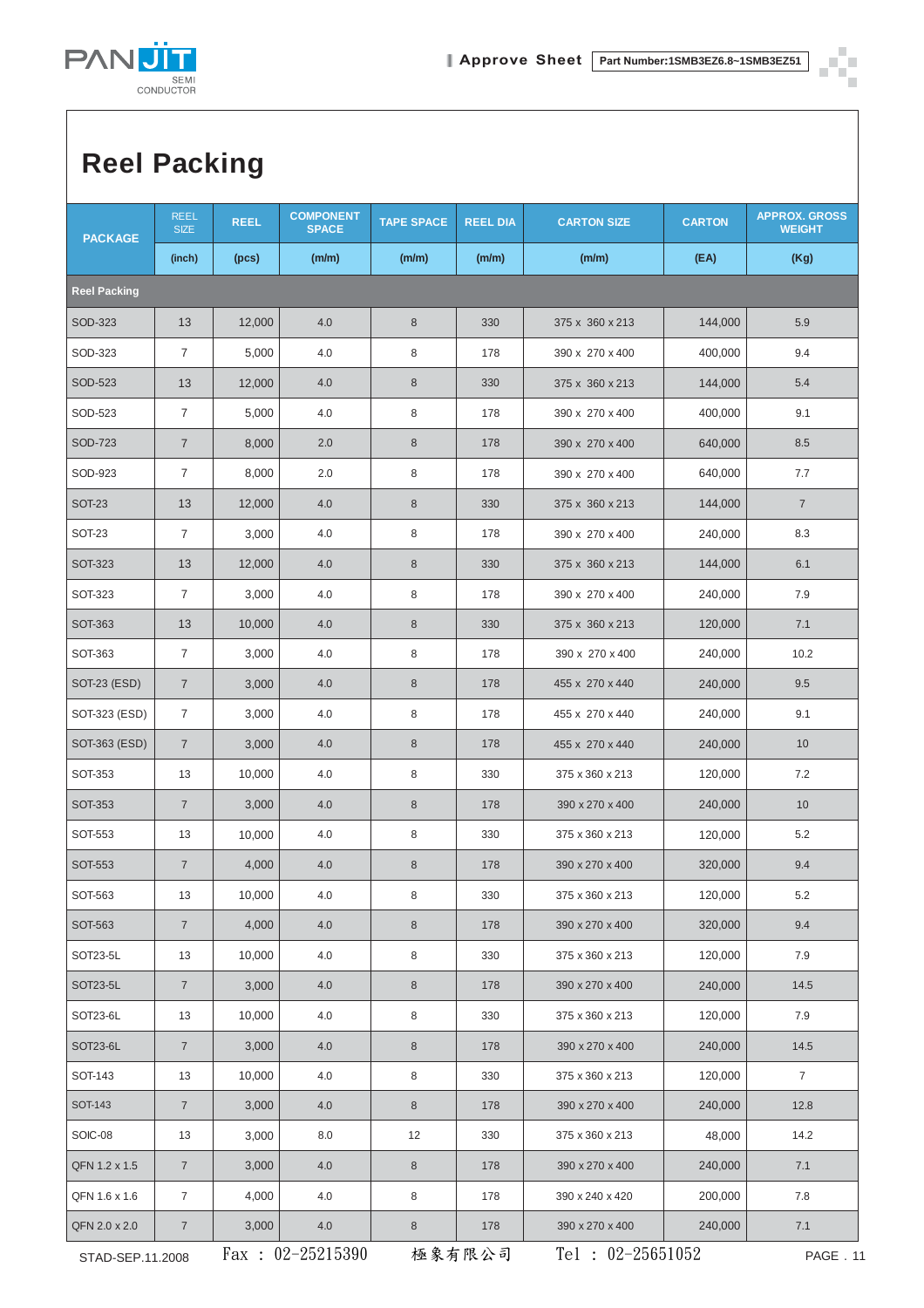# Reel Packing

| PACKAGE | REEL SIZE | REEL | COMPONENT SPACE | TAPE SPACE | REEL DIA | CARTON SIZE | CARTON | APPROX. GROSS WEIGHT |
|---|---|---|---|---|---|---|---|---|
| | (inch) | (pcs) | (m/m) | (m/m) | (m/m) | (m/m) | (EA) | (Kg) |
| **Reel Packing** | | | | | | | | |
| SOD-323 | 13 | 12,000 | 4.0 | 8 | 330 | 375 x 360 x 213 | 144,000 | 5.9 |
| SOD-323 | 7 | 5,000 | 4.0 | 8 | 178 | 390 x 270 x 400 | 400,000 | 9.4 |
| SOD-523 | 13 | 12,000 | 4.0 | 8 | 330 | 375 x 360 x 213 | 144,000 | 5.4 |
| SOD-523 | 7 | 5,000 | 4.0 | 8 | 178 | 390 x 270 x 400 | 400,000 | 9.1 |
| SOD-723 | 7 | 8,000 | 2.0 | 8 | 178 | 390 x 270 x 400 | 640,000 | 8.5 |
| SOD-923 | 7 | 8,000 | 2.0 | 8 | 178 | 390 x 270 x 400 | 640,000 | 7.7 |
| SOT-23 | 13 | 12,000 | 4.0 | 8 | 330 | 375 x 360 x 213 | 144,000 | 7 |
| SOT-23 | 7 | 3,000 | 4.0 | 8 | 178 | 390 x 270 x 400 | 240,000 | 8.3 |
| SOT-323 | 13 | 12,000 | 4.0 | 8 | 330 | 375 x 360 x 213 | 144,000 | 6.1 |
| SOT-323 | 7 | 3,000 | 4.0 | 8 | 178 | 390 x 270 x 400 | 240,000 | 7.9 |
| SOT-363 | 13 | 10,000 | 4.0 | 8 | 330 | 375 x 360 x 213 | 120,000 | 7.1 |
| SOT-363 | 7 | 3,000 | 4.0 | 8 | 178 | 390 x 270 x 400 | 240,000 | 10.2 |
| SOT-23 (ESD) | 7 | 3,000 | 4.0 | 8 | 178 | 455 x 270 x 440 | 240,000 | 9.5 |
| SOT-323 (ESD) | 7 | 3,000 | 4.0 | 8 | 178 | 455 x 270 x 440 | 240,000 | 9.1 |
| SOT-363 (ESD) | 7 | 3,000 | 4.0 | 8 | 178 | 455 x 270 x 440 | 240,000 | 10 |
| SOT-353 | 13 | 10,000 | 4.0 | 8 | 330 | 375 x 360 x 213 | 120,000 | 7.2 |
| SOT-353 | 7 | 3,000 | 4.0 | 8 | 178 | 390 x 270 x 400 | 240,000 | 10 |
| SOT-553 | 13 | 10,000 | 4.0 | 8 | 330 | 375 x 360 x 213 | 120,000 | 5.2 |
| SOT-553 | 7 | 4,000 | 4.0 | 8 | 178 | 390 x 270 x 400 | 320,000 | 9.4 |
| SOT-563 | 13 | 10,000 | 4.0 | 8 | 330 | 375 x 360 x 213 | 120,000 | 5.2 |
| SOT-563 | 7 | 4,000 | 4.0 | 8 | 178 | 390 x 270 x 400 | 320,000 | 9.4 |
| SOT23-5L | 13 | 10,000 | 4.0 | 8 | 330 | 375 x 360 x 213 | 120,000 | 7.9 |
| SOT23-5L | 7 | 3,000 | 4.0 | 8 | 178 | 390 x 270 x 400 | 240,000 | 14.5 |
| SOT23-6L | 13 | 10,000 | 4.0 | 8 | 330 | 375 x 360 x 213 | 120,000 | 7.9 |
| SOT23-6L | 7 | 3,000 | 4.0 | 8 | 178 | 390 x 270 x 400 | 240,000 | 14.5 |
| SOT-143 | 13 | 10,000 | 4.0 | 8 | 330 | 375 x 360 x 213 | 120,000 | 7 |
| SOT-143 | 7 | 3,000 | 4.0 | 8 | 178 | 390 x 270 x 400 | 240,000 | 12.8 |
| SOIC-08 | 13 | 3,000 | 8.0 | 12 | 330 | 375 x 360 x 213 | 48,000 | 14.2 |
| QFN 1.2 x 1.5 | 7 | 3,000 | 4.0 | 8 | 178 | 390 x 270 x 400 | 240,000 | 7.1 |
| QFN 1.6 x 1.6 | 7 | 4,000 | 4.0 | 8 | 178 | 390 x 240 x 420 | 200,000 | 7.8 |
| QFN 2.0 x 2.0 | 7 | 3,000 | 4.0 | 8 | 178 | 390 x 270 x 400 | 240,000 | 7.1 |

Fax : 02-25215390　極象有限公司　Tel : 02-25651052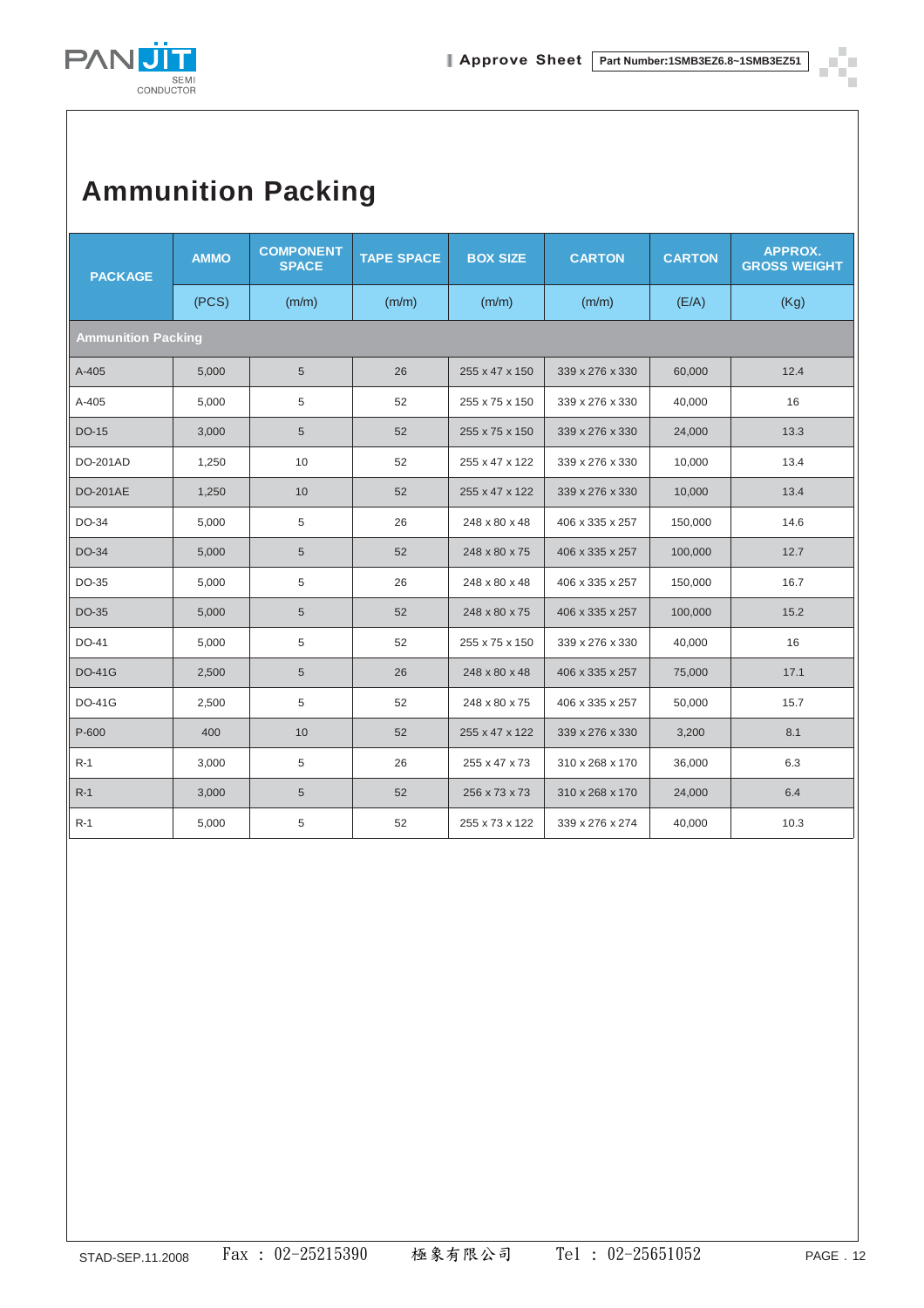# Ammunition Packing

| PACKAGE | AMMO | COMPONENT SPACE | TAPE SPACE | BOX SIZE | CARTON | CARTON | APPROX. GROSS WEIGHT |
|---|---|---|---|---|---|---|---|
| | (PCS) | (m/m) | (m/m) | (m/m) | (m/m) | (E/A) | (Kg) |
| **Ammunition Packing** | | | | | | | |
| A-405 | 5,000 | 5 | 26 | 255 x 47 x 150 | 339 x 276 x 330 | 60,000 | 12.4 |
| A-405 | 5,000 | 5 | 52 | 255 x 75 x 150 | 339 x 276 x 330 | 40,000 | 16 |
| DO-15 | 3,000 | 5 | 52 | 255 x 75 x 150 | 339 x 276 x 330 | 24,000 | 13.3 |
| DO-201AD | 1,250 | 10 | 52 | 255 x 47 x 122 | 339 x 276 x 330 | 10,000 | 13.4 |
| DO-201AE | 1,250 | 10 | 52 | 255 x 47 x 122 | 339 x 276 x 330 | 10,000 | 13.4 |
| DO-34 | 5,000 | 5 | 26 | 248 x 80 x 48 | 406 x 335 x 257 | 150,000 | 14.6 |
| DO-34 | 5,000 | 5 | 52 | 248 x 80 x 75 | 406 x 335 x 257 | 100,000 | 12.7 |
| DO-35 | 5,000 | 5 | 26 | 248 x 80 x 48 | 406 x 335 x 257 | 150,000 | 16.7 |
| DO-35 | 5,000 | 5 | 52 | 248 x 80 x 75 | 406 x 335 x 257 | 100,000 | 15.2 |
| DO-41 | 5,000 | 5 | 52 | 255 x 75 x 150 | 339 x 276 x 330 | 40,000 | 16 |
| DO-41G | 2,500 | 5 | 26 | 248 x 80 x 48 | 406 x 335 x 257 | 75,000 | 17.1 |
| DO-41G | 2,500 | 5 | 52 | 248 x 80 x 75 | 406 x 335 x 257 | 50,000 | 15.7 |
| P-600 | 400 | 10 | 52 | 255 x 47 x 122 | 339 x 276 x 330 | 3,200 | 8.1 |
| R-1 | 3,000 | 5 | 26 | 255 x 47 x 73 | 310 x 268 x 170 | 36,000 | 6.3 |
| R-1 | 3,000 | 5 | 52 | 256 x 73 x 73 | 310 x 268 x 170 | 24,000 | 6.4 |
| R-1 | 5,000 | 5 | 52 | 255 x 73 x 122 | 339 x 276 x 274 | 40,000 | 10.3 |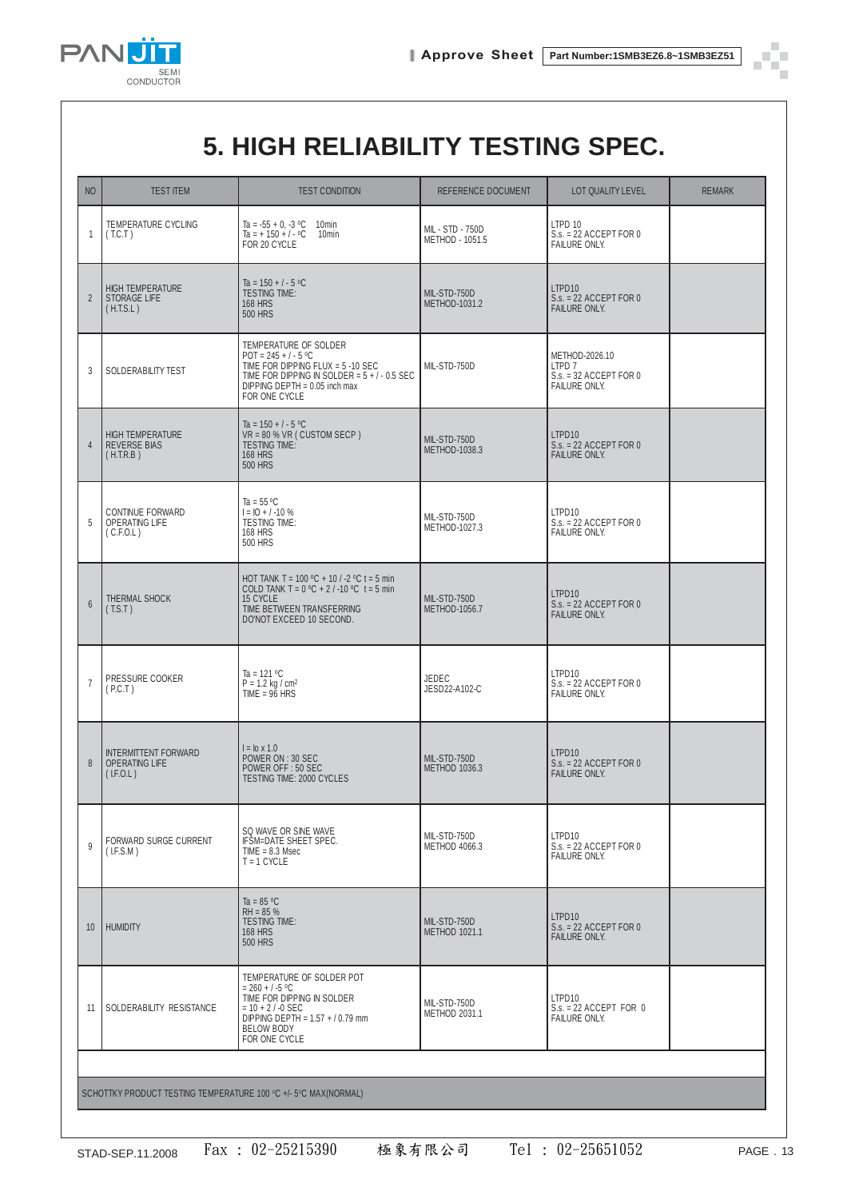# 5. HIGH RELIABILITY TESTING SPEC.

| NO | TEST ITEM | TEST CONDITION | REFERENCE DOCUMENT | LOT QUALITY LEVEL | REMARK |
|---|---|---|---|---|---|
| 1 | TEMPERATURE CYCLING ( T.C.T ) | Ta = -55 + 0, -3 °C 10min<br>Ta = + 150 + / - °C 10min<br>FOR 20 CYCLE | MIL - STD - 750D METHOD - 1051.5 | LTPD 10<br>S.s. = 22 ACCEPT FOR 0 FAILURE ONLY. | |
| 2 | HIGH TEMPERATURE STORAGE LIFE ( H.T.S.L ) | Ta = 150 + / - 5 °C<br>TESTING TIME:<br>168 HRS<br>500 HRS | MIL-STD-750D METHOD-1031.2 | LTPD10<br>S.s. = 22 ACCEPT FOR 0 FAILURE ONLY. | |
| 3 | SOLDERABILITY TEST | TEMPERATURE OF SOLDER<br>POT = 245 + / - 5 °C<br>TIME FOR DIPPING FLUX = 5 -10 SEC<br>TIME FOR DIPPING IN SOLDER = 5 + / - 0.5 SEC<br>DIPPING DEPTH = 0.05 inch max<br>FOR ONE CYCLE | MIL-STD-750D | METHOD-2026.10<br>LTPD 7<br>S.s. = 32 ACCEPT FOR 0 FAILURE ONLY. | |
| 4 | HIGH TEMPERATURE REVERSE BIAS ( H.T.R.B ) | Ta = 150 + / - 5 °C<br>VR = 80 % VR ( CUSTOM SECP )<br>TESTING TIME:<br>168 HRS<br>500 HRS | MIL-STD-750D METHOD-1038.3 | LTPD10<br>S.s. = 22 ACCEPT FOR 0 FAILURE ONLY. | |
| 5 | CONTINUE FORWARD OPERATING LIFE ( C.F.O.L ) | Ta = 55 °C<br>I = IO + / -10 %<br>TESTING TIME:<br>168 HRS<br>500 HRS | MIL-STD-750D METHOD-1027.3 | LTPD10<br>S.s. = 22 ACCEPT FOR 0 FAILURE ONLY. | |
| 6 | THERMAL SHOCK ( T.S.T ) | HOT TANK T = 100 °C + 10 / -2 °C t = 5 min<br>COLD TANK T = 0 °C + 2 / -10 °C t = 5 min<br>15 CYCLE<br>TIME BETWEEN TRANSFERRING DO'NOT EXCEED 10 SECOND. | MIL-STD-750D METHOD-1056.7 | LTPD10<br>S.s. = 22 ACCEPT FOR 0 FAILURE ONLY. | |
| 7 | PRESSURE COOKER ( P.C.T ) | Ta = 121 °C<br>P = 1.2 kg / cm²<br>TIME = 96 HRS | JEDEC JESD22-A102-C | LTPD10<br>S.s. = 22 ACCEPT FOR 0 FAILURE ONLY. | |
| 8 | INTERMITTENT FORWARD OPERATING LIFE ( I.F.O.L ) | I = Io x 1.0<br>POWER ON : 30 SEC<br>POWER OFF : 50 SEC<br>TESTING TIME: 2000 CYCLES | MIL-STD-750D METHOD 1036.3 | LTPD10<br>S.s. = 22 ACCEPT FOR 0 FAILURE ONLY. | |
| 9 | FORWARD SURGE CURRENT ( I.F.S.M ) | SQ WAVE OR SINE WAVE<br>IFSM=DATE SHEET SPEC.<br>TIME = 8.3 Msec<br>T = 1 CYCLE | MIL-STD-750D METHOD 4066.3 | LTPD10<br>S.s. = 22 ACCEPT FOR 0 FAILURE ONLY. | |
| 10 | HUMIDITY | Ta = 85 °C<br>RH = 85 %<br>TESTING TIME:<br>168 HRS<br>500 HRS | MIL-STD-750D METHOD 1021.1 | LTPD10<br>S.s. = 22 ACCEPT FOR 0 FAILURE ONLY. | |
| 11 | SOLDERABILITY RESISTANCE | TEMPERATURE OF SOLDER POT = 260 + / -5 °C<br>TIME FOR DIPPING IN SOLDER = 10 + 2 / -0 SEC<br>DIPPING DEPTH = 1.57 + / 0.79 mm BELOW BODY<br>FOR ONE CYCLE | MIL-STD-750D METHOD 2031.1 | LTPD10<br>S.s. = 22 ACCEPT FOR 0 FAILURE ONLY. | |

SCHOTTKY PRODUCT TESTING TEMPERATURE 100 °C +/- 5°C MAX(NORMAL)

STAD-SEP.11.2008 Fax : 02-25215390 極象有限公司 Tel : 02-25651052